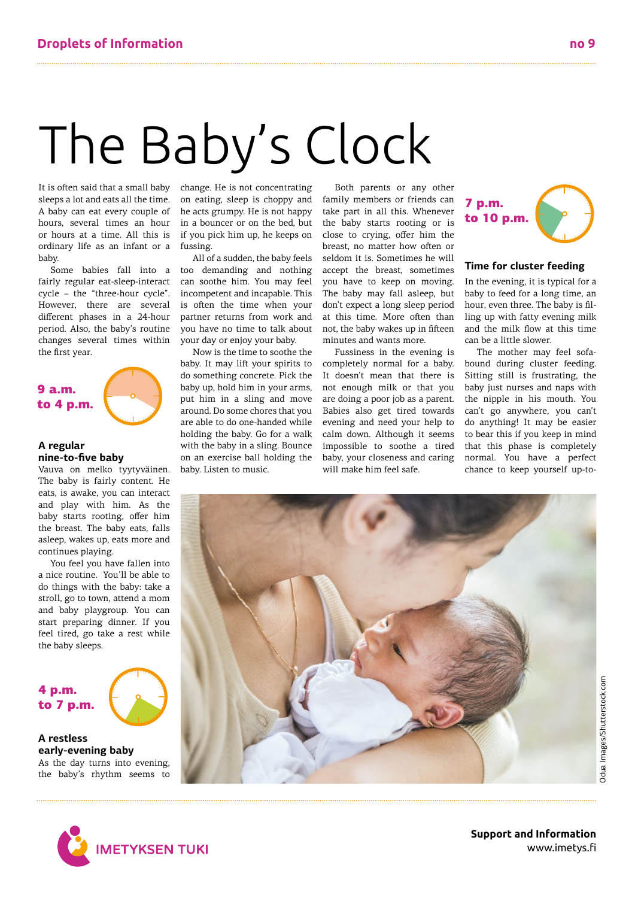Droplets of Information

no 9

# The Baby's Clock

It is often said that a small baby sleeps a lot and eats all the time. A baby can eat every couple of hours, several times an hour or hours at a time. All this is ordinary life as an infant or a baby.

Some babies fall into a fairly regular eat-sleep-interact cycle – the "three-hour cycle". However, there are several different phases in a 24-hour period. Also, the baby's routine changes several times within the first year.

**9 a.m. to 4 p.m.**

### A regular nine-to-five baby

Vauva on melko tyytyväinen. The baby is fairly content. He eats, is awake, you can interact and play with him. As the baby starts rooting, offer him the breast. The baby eats, falls asleep, wakes up, eats more and continues playing.

You feel you have fallen into a nice routine. You'll be able to do things with the baby: take a stroll, go to town, attend a mom and baby playgroup. You can start preparing dinner. If you feel tired, go take a rest while the baby sleeps.

**4 p.m. to 7 p.m.**

### A restless early-evening baby

As the day turns into evening, the baby's rhythm seems to change. He is not concentrating on eating, sleep is choppy and he acts grumpy. He is not happy in a bouncer or on the bed, but if you pick him up, he keeps on fussing.

All of a sudden, the baby feels too demanding and nothing can soothe him. You may feel incompetent and incapable. This is often the time when your partner returns from work and you have no time to talk about your day or enjoy your baby.

Now is the time to soothe the baby. It may lift your spirits to do something concrete. Pick the baby up, hold him in your arms, put him in a sling and move around. Do some chores that you are able to do one-handed while holding the baby. Go for a walk with the baby in a sling. Bounce on an exercise ball holding the baby. Listen to music.

Both parents or any other family members or friends can take part in all this. Whenever the baby starts rooting or is close to crying, offer him the breast, no matter how often or seldom it is. Sometimes he will accept the breast, sometimes you have to keep on moving. The baby may fall asleep, but don't expect a long sleep period at this time. More often than not, the baby wakes up in fifteen minutes and wants more.

Fussiness in the evening is completely normal for a baby. It doesn't mean that there is not enough milk or that you are doing a poor job as a parent. Babies also get tired towards evening and need your help to calm down. Although it seems impossible to soothe a tired baby, your closeness and caring will make him feel safe.

**7 p.m. to 10 p.m.**

### Time for cluster feeding

In the evening, it is typical for a baby to feed for a long time, an hour, even three. The baby is filling up with fatty evening milk and the milk flow at this time can be a little slower.

The mother may feel sofa-bound during cluster feeding. Sitting still is frustrating, the baby just nurses and naps with the nipple in his mouth. You can't go anywhere, you can't do anything! It may be easier to bear this if you keep in mind that this phase is completely normal. You have a perfect chance to keep yourself up-to-

Odua Images/Shutterstock.com

IMETYKSEN TUKI

**Support and Information**
www.imetys.fi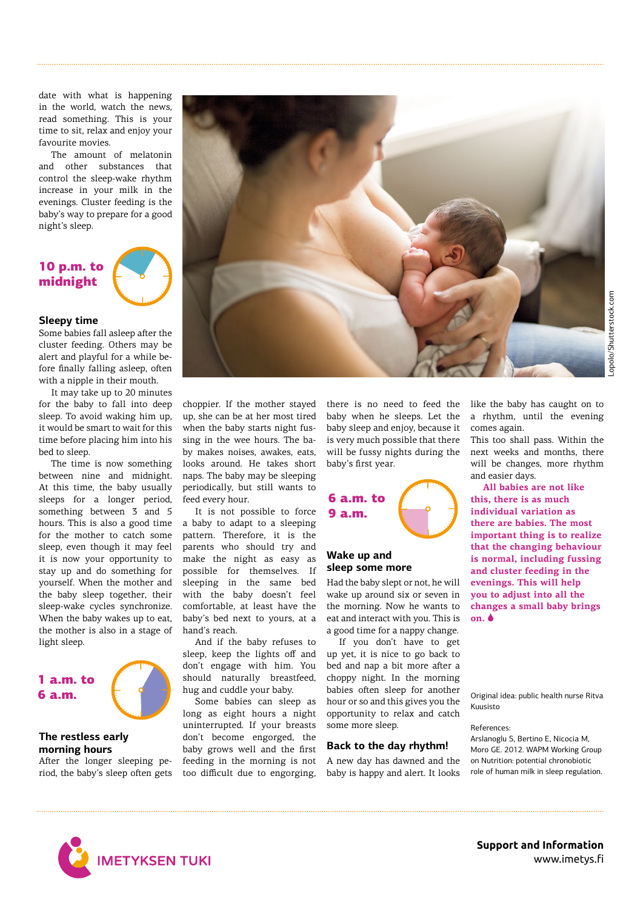date with what is happening in the world, watch the news, read something. This is your time to sit, relax and enjoy your favourite movies.

The amount of melatonin and other substances that control the sleep-wake rhythm increase in your milk in the evenings. Cluster feeding is the baby's way to prepare for a good night's sleep.

## 10 p.m. to midnight

### Sleepy time

Some babies fall asleep after the cluster feeding. Others may be alert and playful for a while before finally falling asleep, often with a nipple in their mouth.

It may take up to 20 minutes for the baby to fall into deep sleep. To avoid waking him up, it would be smart to wait for this time before placing him into his bed to sleep.

The time is now something between nine and midnight. At this time, the baby usually sleeps for a longer period, something between 3 and 5 hours. This is also a good time for the mother to catch some sleep, even though it may feel it is now your opportunity to stay up and do something for yourself. When the mother and the baby sleep together, their sleep-wake cycles synchronize. When the baby wakes up to eat, the mother is also in a stage of light sleep.

## 1 a.m. to 6 a.m.

### The restless early morning hours

After the longer sleeping period, the baby's sleep often gets choppier. If the mother stayed up, she can be at her most tired when the baby starts night fussing in the wee hours. The baby makes noises, awakes, eats, looks around. He takes short naps. The baby may be sleeping periodically, but still wants to feed every hour.

It is not possible to force a baby to adapt to a sleeping pattern. Therefore, it is the parents who should try and make the night as easy as possible for themselves. If sleeping in the same bed with the baby doesn't feel comfortable, at least have the baby's bed next to yours, at a hand's reach.

And if the baby refuses to sleep, keep the lights off and don't engage with him. You should naturally breastfeed, hug and cuddle your baby.

Some babies can sleep as long as eight hours a night uninterrupted. If your breasts don't become engorged, the baby grows well and the first feeding in the morning is not too difficult due to engorging, there is no need to feed the baby when he sleeps. Let the baby sleep and enjoy, because it is very much possible that there will be fussy nights during the baby's first year.

## 6 a.m. to 9 a.m.

### Wake up and sleep some more

Had the baby slept or not, he will wake up around six or seven in the morning. Now he wants to eat and interact with you. This is a good time for a nappy change.

If you don't have to get up yet, it is nice to go back to bed and nap a bit more after a choppy night. In the morning babies often sleep for another hour or so and this gives you the opportunity to relax and catch some more sleep.

### Back to the day rhythm!

A new day has dawned and the baby is happy and alert. It looks like the baby has caught on to a rhythm, until the evening comes again.

This too shall pass. Within the next weeks and months, there will be changes, more rhythm and easier days.

**All babies are not like this, there is as much individual variation as there are babies. The most important thing is to realize that the changing behaviour is normal, including fussing and cluster feeding in the evenings. This will help you to adjust into all the changes a small baby brings on.**

Original idea: public health nurse Ritva Kuusisto

References:
Arslanoglu S, Bertino E, Nicocia M, Moro GE. 2012. WAPM Working Group on Nutrition: potential chronobiotic role of human milk in sleep regulation.

Lopolo/Shutterstock.com

IMETYKSEN TUKI

**Support and Information**
www.imetys.fi